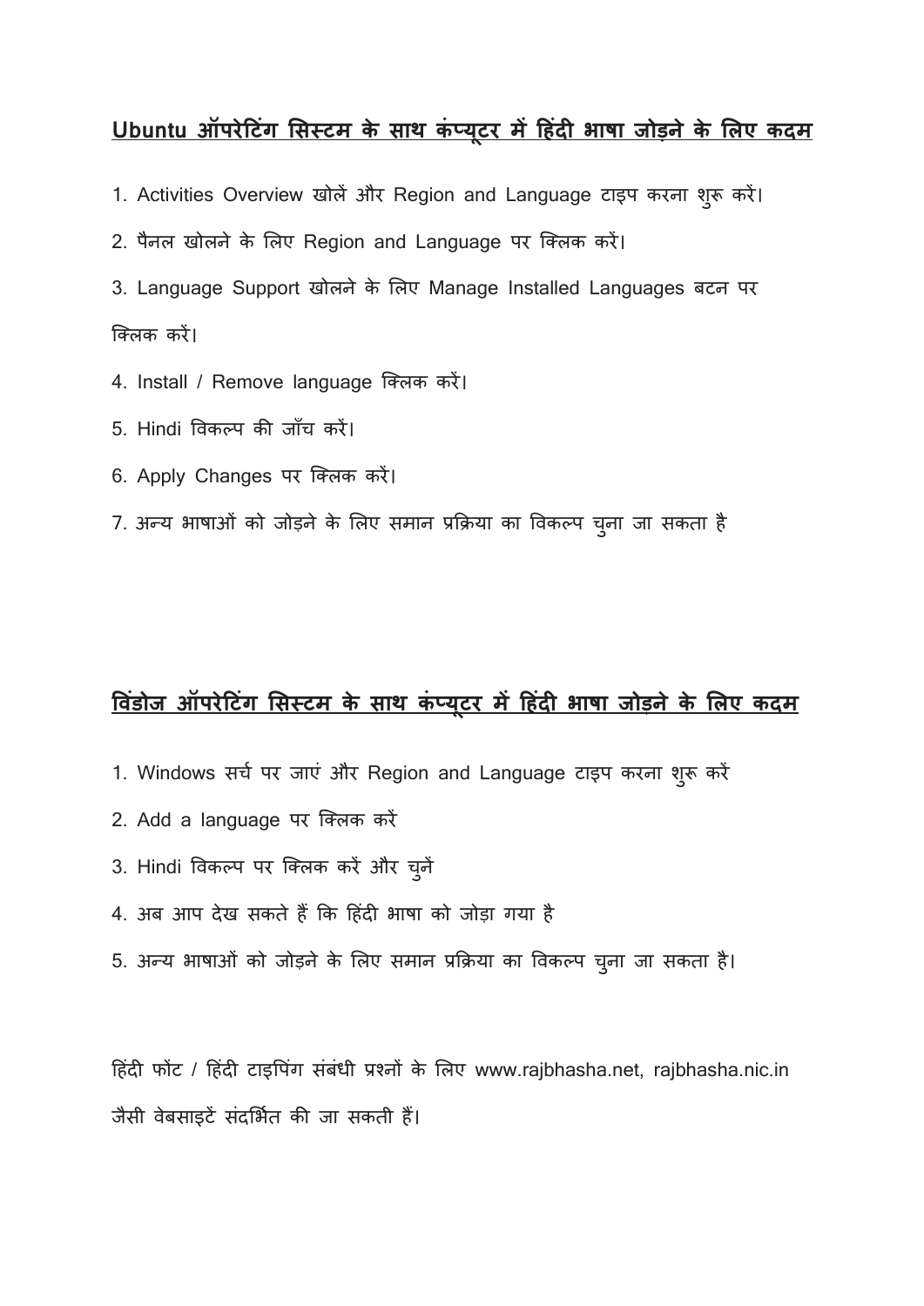## Ubuntu ऑपरेटिंग सिस्टम के साथ कंप्यूटर में हिंदी भाषा जोड़ने के लिए कदम

1. Activities Overview खोलें और Region and Language टाइप करना शुरू करें।
2. पैनल खोलने के लिए Region and Language पर क्लिक करें।
3. Language Support खोलने के लिए Manage Installed Languages बटन पर क्लिक करें।
4. Install / Remove language क्लिक करें।
5. Hindi विकल्प की जाँच करें।
6. Apply Changes पर क्लिक करें।
7. अन्य भाषाओं को जोड़ने के लिए समान प्रक्रिया का विकल्प चुना जा सकता है

## विंडोज ऑपरेटिंग सिस्टम के साथ कंप्यूटर में हिंदी भाषा जोड़ने के लिए कदम

1. Windows सर्च पर जाएं और Region and Language टाइप करना शुरू करें
2. Add a language पर क्लिक करें
3. Hindi विकल्प पर क्लिक करें और चुनें
4. अब आप देख सकते हैं कि हिंदी भाषा को जोड़ा गया है
5. अन्य भाषाओं को जोड़ने के लिए समान प्रक्रिया का विकल्प चुना जा सकता है।

हिंदी फोंट / हिंदी टाइपिंग संबंधी प्रश्नों के लिए www.rajbhasha.net, rajbhasha.nic.in जैसी वेबसाइटें संदर्भित की जा सकती हैं।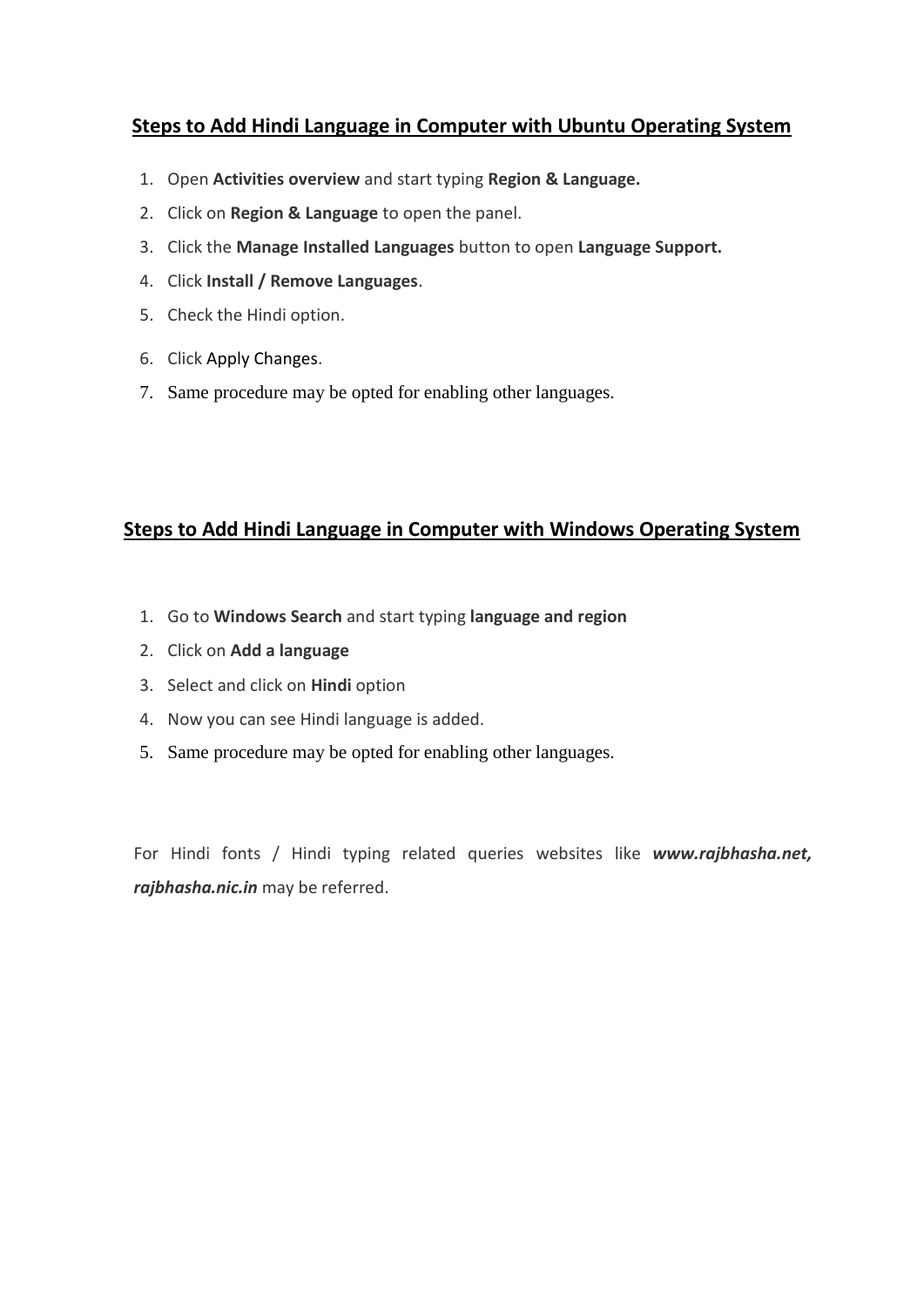## Steps to Add Hindi Language in Computer with Ubuntu Operating System

1. Open **Activities overview** and start typing **Region & Language.**
2. Click on **Region & Language** to open the panel.
3. Click the **Manage Installed Languages** button to open **Language Support.**
4. Click **Install / Remove Languages**.
5. Check the Hindi option.
6. Click Apply Changes.
7. Same procedure may be opted for enabling other languages.

## Steps to Add Hindi Language in Computer with Windows Operating System

1. Go to **Windows Search** and start typing **language and region**
2. Click on **Add a language**
3. Select and click on **Hindi** option
4. Now you can see Hindi language is added.
5. Same procedure may be opted for enabling other languages.

For Hindi fonts / Hindi typing related queries websites like ***www.rajbhasha.net, rajbhasha.nic.in*** may be referred.